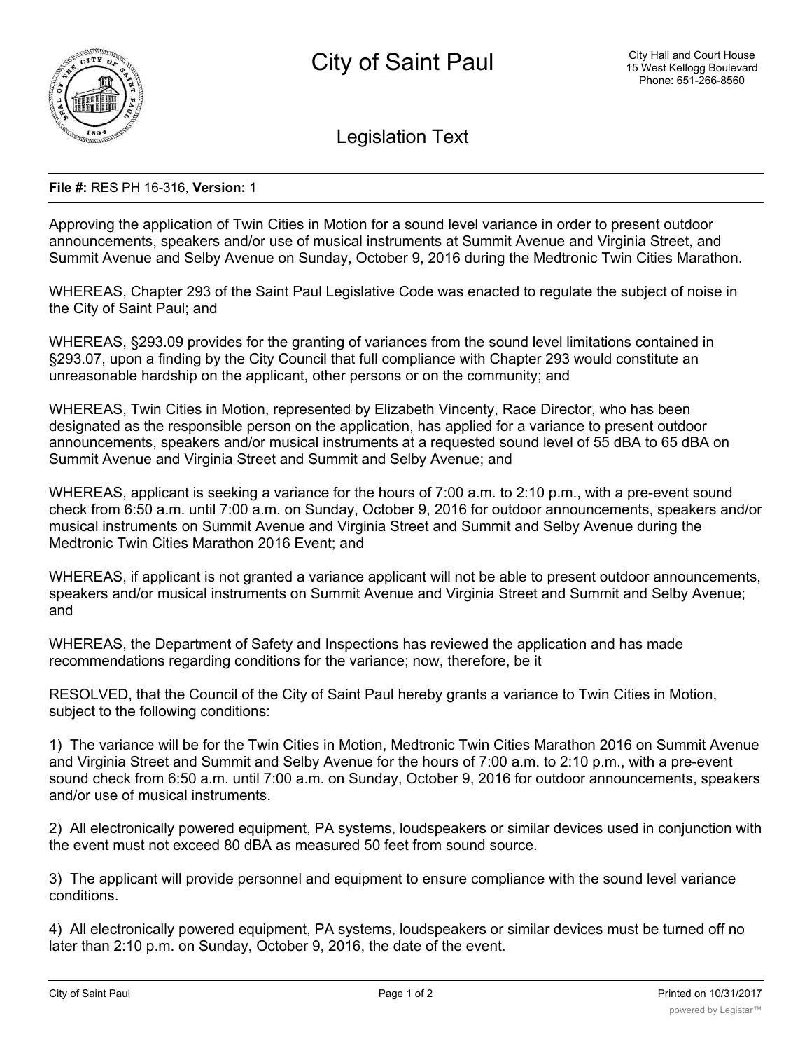# City of Saint Paul

City Hall and Court House
15 West Kellogg Boulevard
Phone: 651-266-8560

## Legislation Text

**File #:** RES PH 16-316, **Version:** 1

Approving the application of Twin Cities in Motion for a sound level variance in order to present outdoor announcements, speakers and/or use of musical instruments at Summit Avenue and Virginia Street, and Summit Avenue and Selby Avenue on Sunday, October 9, 2016 during the Medtronic Twin Cities Marathon.

WHEREAS, Chapter 293 of the Saint Paul Legislative Code was enacted to regulate the subject of noise in the City of Saint Paul; and

WHEREAS, §293.09 provides for the granting of variances from the sound level limitations contained in §293.07, upon a finding by the City Council that full compliance with Chapter 293 would constitute an unreasonable hardship on the applicant, other persons or on the community; and

WHEREAS, Twin Cities in Motion, represented by Elizabeth Vincenty, Race Director, who has been designated as the responsible person on the application, has applied for a variance to present outdoor announcements, speakers and/or musical instruments at a requested sound level of 55 dBA to 65 dBA on Summit Avenue and Virginia Street and Summit and Selby Avenue; and

WHEREAS, applicant is seeking a variance for the hours of 7:00 a.m. to 2:10 p.m., with a pre-event sound check from 6:50 a.m. until 7:00 a.m. on Sunday, October 9, 2016 for outdoor announcements, speakers and/or musical instruments on Summit Avenue and Virginia Street and Summit and Selby Avenue during the Medtronic Twin Cities Marathon 2016 Event; and

WHEREAS, if applicant is not granted a variance applicant will not be able to present outdoor announcements, speakers and/or musical instruments on Summit Avenue and Virginia Street and Summit and Selby Avenue; and

WHEREAS, the Department of Safety and Inspections has reviewed the application and has made recommendations regarding conditions for the variance; now, therefore, be it

RESOLVED, that the Council of the City of Saint Paul hereby grants a variance to Twin Cities in Motion, subject to the following conditions:

1) The variance will be for the Twin Cities in Motion, Medtronic Twin Cities Marathon 2016 on Summit Avenue and Virginia Street and Summit and Selby Avenue for the hours of 7:00 a.m. to 2:10 p.m., with a pre-event sound check from 6:50 a.m. until 7:00 a.m. on Sunday, October 9, 2016 for outdoor announcements, speakers and/or use of musical instruments.

2) All electronically powered equipment, PA systems, loudspeakers or similar devices used in conjunction with the event must not exceed 80 dBA as measured 50 feet from sound source.

3) The applicant will provide personnel and equipment to ensure compliance with the sound level variance conditions.

4) All electronically powered equipment, PA systems, loudspeakers or similar devices must be turned off no later than 2:10 p.m. on Sunday, October 9, 2016, the date of the event.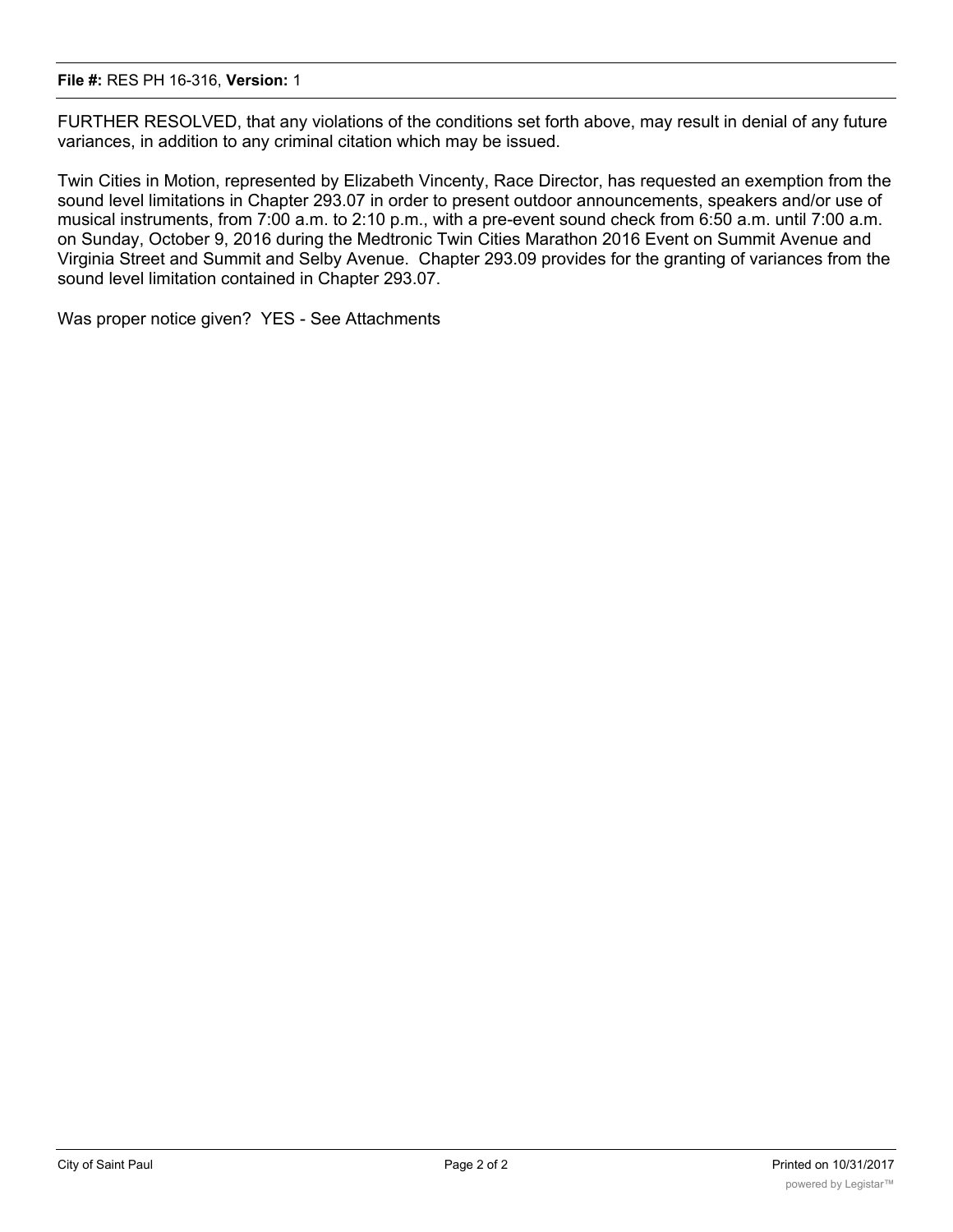FURTHER RESOLVED, that any violations of the conditions set forth above, may result in denial of any future variances, in addition to any criminal citation which may be issued.

Twin Cities in Motion, represented by Elizabeth Vincenty, Race Director, has requested an exemption from the sound level limitations in Chapter 293.07 in order to present outdoor announcements, speakers and/or use of musical instruments, from 7:00 a.m. to 2:10 p.m., with a pre-event sound check from 6:50 a.m. until 7:00 a.m. on Sunday, October 9, 2016 during the Medtronic Twin Cities Marathon 2016 Event on Summit Avenue and Virginia Street and Summit and Selby Avenue. Chapter 293.09 provides for the granting of variances from the sound level limitation contained in Chapter 293.07.

Was proper notice given? YES - See Attachments